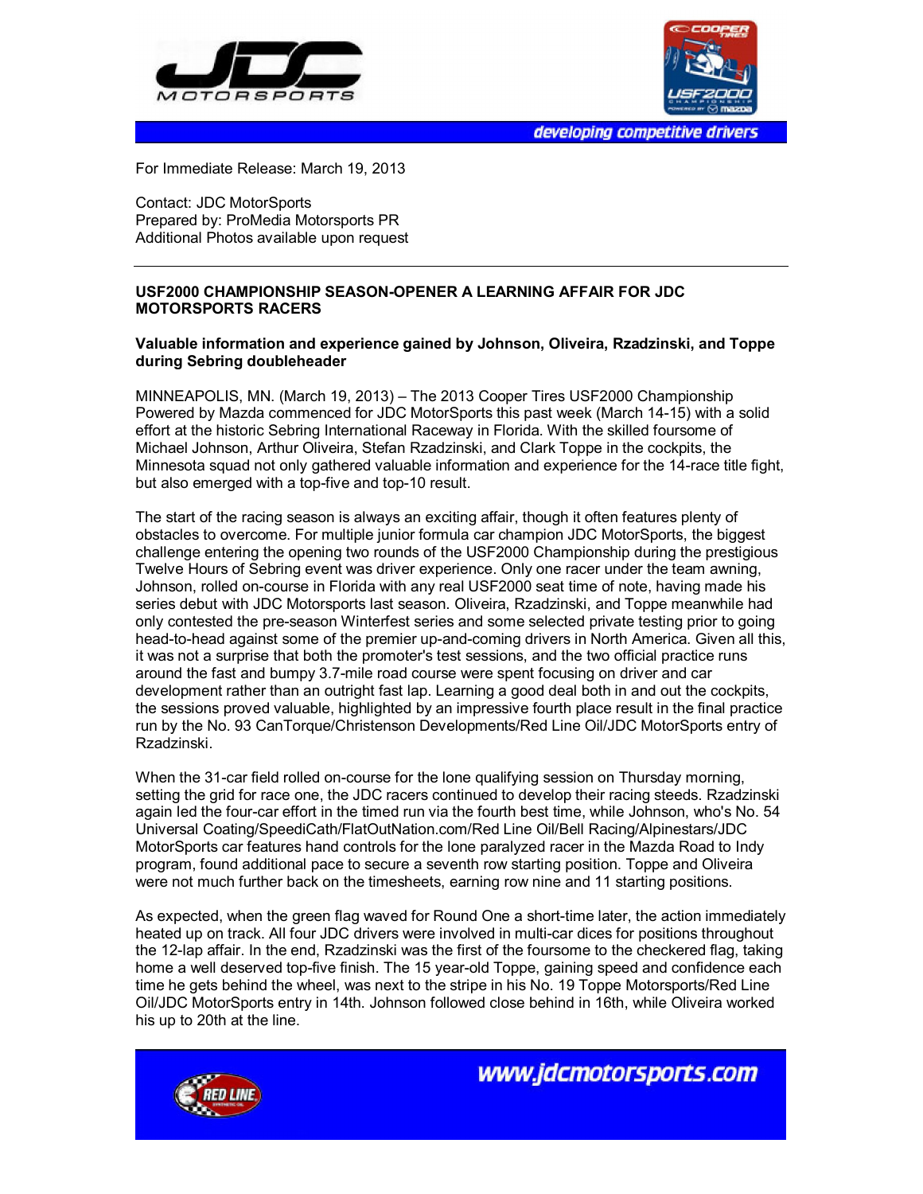developing competitive drivers

For Immediate Release: March 19, 2013

Contact: JDC MotorSports
Prepared by: ProMedia Motorsports PR
Additional Photos available upon request

---

**USF2000 CHAMPIONSHIP SEASON-OPENER A LEARNING AFFAIR FOR JDC MOTORSPORTS RACERS**

**Valuable information and experience gained by Johnson, Oliveira, Rzadzinski, and Toppe during Sebring doubleheader**

MINNEAPOLIS, MN. (March 19, 2013) – The 2013 Cooper Tires USF2000 Championship Powered by Mazda commenced for JDC MotorSports this past week (March 14-15) with a solid effort at the historic Sebring International Raceway in Florida. With the skilled foursome of Michael Johnson, Arthur Oliveira, Stefan Rzadzinski, and Clark Toppe in the cockpits, the Minnesota squad not only gathered valuable information and experience for the 14-race title fight, but also emerged with a top-five and top-10 result.

The start of the racing season is always an exciting affair, though it often features plenty of obstacles to overcome. For multiple junior formula car champion JDC MotorSports, the biggest challenge entering the opening two rounds of the USF2000 Championship during the prestigious Twelve Hours of Sebring event was driver experience. Only one racer under the team awning, Johnson, rolled on-course in Florida with any real USF2000 seat time of note, having made his series debut with JDC Motorsports last season. Oliveira, Rzadzinski, and Toppe meanwhile had only contested the pre-season Winterfest series and some selected private testing prior to going head-to-head against some of the premier up-and-coming drivers in North America. Given all this, it was not a surprise that both the promoter's test sessions, and the two official practice runs around the fast and bumpy 3.7-mile road course were spent focusing on driver and car development rather than an outright fast lap. Learning a good deal both in and out the cockpits, the sessions proved valuable, highlighted by an impressive fourth place result in the final practice run by the No. 93 CanTorque/Christenson Developments/Red Line Oil/JDC MotorSports entry of Rzadzinski.

When the 31-car field rolled on-course for the lone qualifying session on Thursday morning, setting the grid for race one, the JDC racers continued to develop their racing steeds. Rzadzinski again led the four-car effort in the timed run via the fourth best time, while Johnson, who's No. 54 Universal Coating/SpeediCath/FlatOutNation.com/Red Line Oil/Bell Racing/Alpinestars/JDC MotorSports car features hand controls for the lone paralyzed racer in the Mazda Road to Indy program, found additional pace to secure a seventh row starting position. Toppe and Oliveira were not much further back on the timesheets, earning row nine and 11 starting positions.

As expected, when the green flag waved for Round One a short-time later, the action immediately heated up on track. All four JDC drivers were involved in multi-car dices for positions throughout the 12-lap affair. In the end, Rzadzinski was the first of the foursome to the checkered flag, taking home a well deserved top-five finish. The 15 year-old Toppe, gaining speed and confidence each time he gets behind the wheel, was next to the stripe in his No. 19 Toppe Motorsports/Red Line Oil/JDC MotorSports entry in 14th. Johnson followed close behind in 16th, while Oliveira worked his up to 20th at the line.

www.jdcmotorsports.com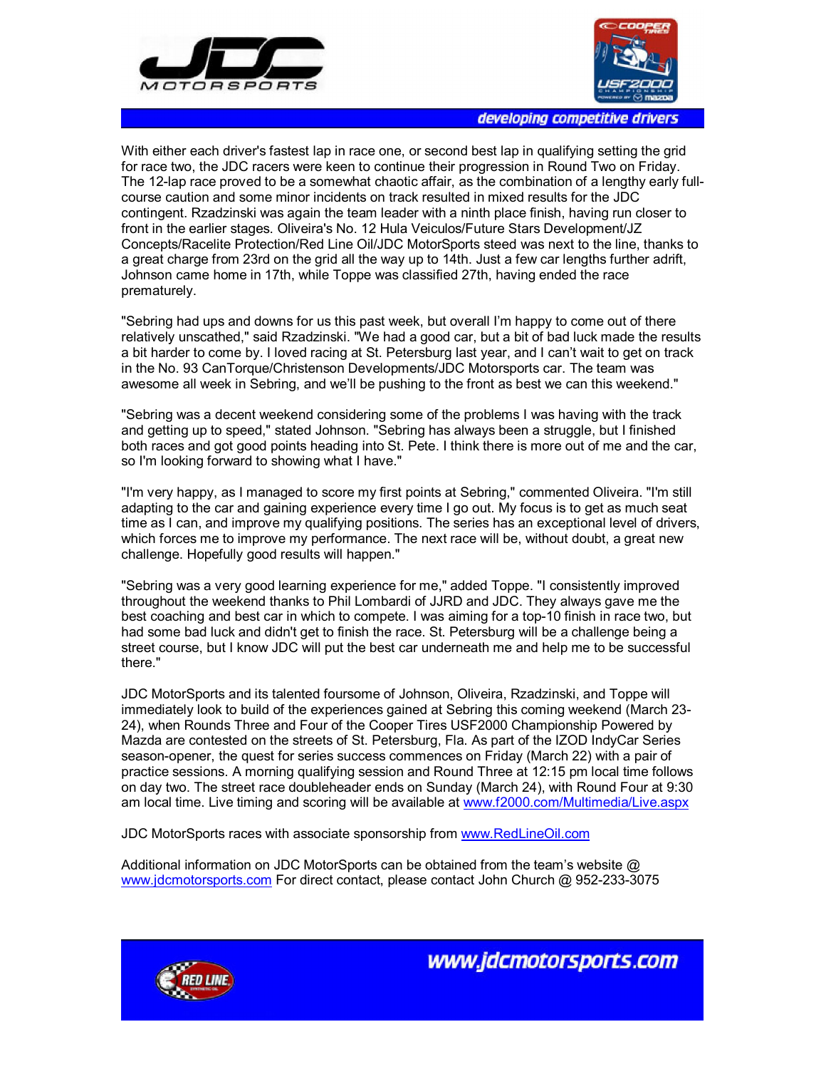With either each driver's fastest lap in race one, or second best lap in qualifying setting the grid for race two, the JDC racers were keen to continue their progression in Round Two on Friday. The 12-lap race proved to be a somewhat chaotic affair, as the combination of a lengthy early full-course caution and some minor incidents on track resulted in mixed results for the JDC contingent. Rzadzinski was again the team leader with a ninth place finish, having run closer to front in the earlier stages. Oliveira's No. 12 Hula Veiculos/Future Stars Development/JZ Concepts/Racelite Protection/Red Line Oil/JDC MotorSports steed was next to the line, thanks to a great charge from 23rd on the grid all the way up to 14th. Just a few car lengths further adrift, Johnson came home in 17th, while Toppe was classified 27th, having ended the race prematurely.

"Sebring had ups and downs for us this past week, but overall I'm happy to come out of there relatively unscathed," said Rzadzinski. "We had a good car, but a bit of bad luck made the results a bit harder to come by. I loved racing at St. Petersburg last year, and I can't wait to get on track in the No. 93 CanTorque/Christenson Developments/JDC Motorsports car. The team was awesome all week in Sebring, and we'll be pushing to the front as best we can this weekend."

"Sebring was a decent weekend considering some of the problems I was having with the track and getting up to speed," stated Johnson. "Sebring has always been a struggle, but I finished both races and got good points heading into St. Pete. I think there is more out of me and the car, so I'm looking forward to showing what I have."

"I'm very happy, as I managed to score my first points at Sebring," commented Oliveira. "I'm still adapting to the car and gaining experience every time I go out. My focus is to get as much seat time as I can, and improve my qualifying positions. The series has an exceptional level of drivers, which forces me to improve my performance. The next race will be, without doubt, a great new challenge. Hopefully good results will happen."

"Sebring was a very good learning experience for me," added Toppe. "I consistently improved throughout the weekend thanks to Phil Lombardi of JJRD and JDC. They always gave me the best coaching and best car in which to compete. I was aiming for a top-10 finish in race two, but had some bad luck and didn't get to finish the race. St. Petersburg will be a challenge being a street course, but I know JDC will put the best car underneath me and help me to be successful there."

JDC MotorSports and its talented foursome of Johnson, Oliveira, Rzadzinski, and Toppe will immediately look to build of the experiences gained at Sebring this coming weekend (March 23-24), when Rounds Three and Four of the Cooper Tires USF2000 Championship Powered by Mazda are contested on the streets of St. Petersburg, Fla. As part of the IZOD IndyCar Series season-opener, the quest for series success commences on Friday (March 22) with a pair of practice sessions. A morning qualifying session and Round Three at 12:15 pm local time follows on day two. The street race doubleheader ends on Sunday (March 24), with Round Four at 9:30 am local time. Live timing and scoring will be available at www.f2000.com/Multimedia/Live.aspx

JDC MotorSports races with associate sponsorship from www.RedLineOil.com

Additional information on JDC MotorSports can be obtained from the team's website @ www.jdcmotorsports.com For direct contact, please contact John Church @ 952-233-3075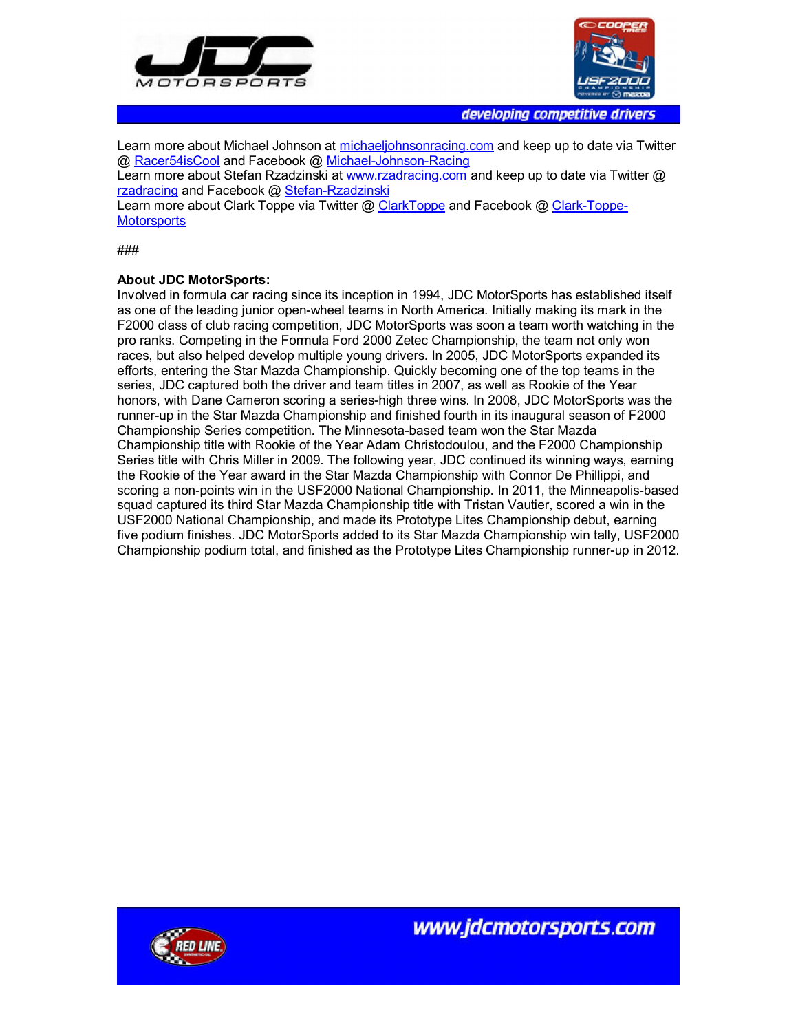Learn more about Michael Johnson at michaeljohnsonracing.com and keep up to date via Twitter @ Racer54isCool and Facebook @ Michael-Johnson-Racing
Learn more about Stefan Rzadzinski at www.rzadracing.com and keep up to date via Twitter @ rzadracing and Facebook @ Stefan-Rzadzinski
Learn more about Clark Toppe via Twitter @ ClarkToppe and Facebook @ Clark-Toppe-Motorsports

###

**About JDC MotorSports:**
Involved in formula car racing since its inception in 1994, JDC MotorSports has established itself as one of the leading junior open-wheel teams in North America. Initially making its mark in the F2000 class of club racing competition, JDC MotorSports was soon a team worth watching in the pro ranks. Competing in the Formula Ford 2000 Zetec Championship, the team not only won races, but also helped develop multiple young drivers. In 2005, JDC MotorSports expanded its efforts, entering the Star Mazda Championship. Quickly becoming one of the top teams in the series, JDC captured both the driver and team titles in 2007, as well as Rookie of the Year honors, with Dane Cameron scoring a series-high three wins. In 2008, JDC MotorSports was the runner-up in the Star Mazda Championship and finished fourth in its inaugural season of F2000 Championship Series competition. The Minnesota-based team won the Star Mazda Championship title with Rookie of the Year Adam Christodoulou, and the F2000 Championship Series title with Chris Miller in 2009. The following year, JDC continued its winning ways, earning the Rookie of the Year award in the Star Mazda Championship with Connor De Phillippi, and scoring a non-points win in the USF2000 National Championship. In 2011, the Minneapolis-based squad captured its third Star Mazda Championship title with Tristan Vautier, scored a win in the USF2000 National Championship, and made its Prototype Lites Championship debut, earning five podium finishes. JDC MotorSports added to its Star Mazda Championship win tally, USF2000 Championship podium total, and finished as the Prototype Lites Championship runner-up in 2012.